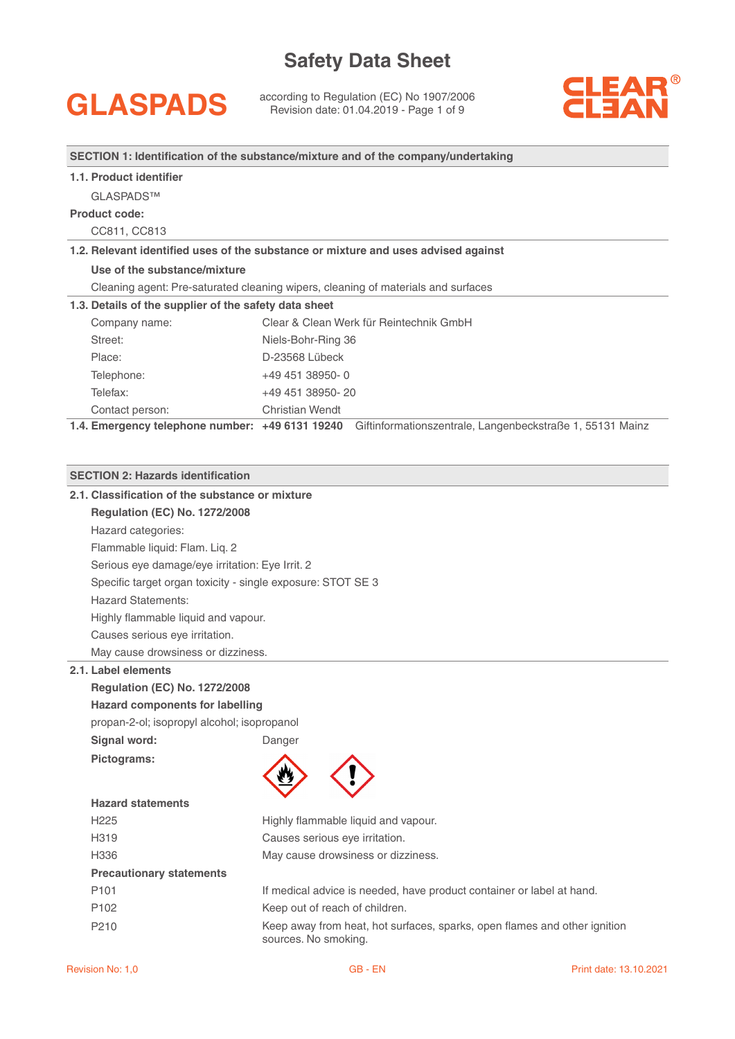# Safety Data Sheet

**GLASPADS**

according to Regulation (EC) No 1907/2006
Revision date: 01.04.2019

CLEAR® CLEAN

## SECTION 1: Identification of the substance/mixture and of the company/undertaking

### 1.1. Product identifier

GLASPADS™

**Product code:**

CC811, CC813

### 1.2. Relevant identified uses of the substance or mixture and uses advised against

**Use of the substance/mixture**

Cleaning agent: Pre-saturated cleaning wipers, cleaning of materials and surfaces

### 1.3. Details of the supplier of the safety data sheet

| | |
|---|---|
| Company name: | Clear & Clean Werk für Reintechnik GmbH |
| Street: | Niels-Bohr-Ring 36 |
| Place: | D-23568 Lübeck |
| Telephone: | +49 451 38950- 0 |
| Telefax: | +49 451 38950- 20 |
| Contact person: | Christian Wendt |

### 1.4. Emergency telephone number: **+49 6131 19240** Giftinformationszentrale, Langenbeckstraße 1, 55131 Mainz

## SECTION 2: Hazards identification

### 2.1. Classification of the substance or mixture

**Regulation (EC) No. 1272/2008**

Hazard categories:

Flammable liquid: Flam. Liq. 2

Serious eye damage/eye irritation: Eye Irrit. 2

Specific target organ toxicity - single exposure: STOT SE 3

Hazard Statements:

Highly flammable liquid and vapour.

Causes serious eye irritation.

May cause drowsiness or dizziness.

### 2.1. Label elements

**Regulation (EC) No. 1272/2008**

**Hazard components for labelling**

propan-2-ol; isopropyl alcohol; isopropanol

**Signal word:** Danger

**Pictograms:**

**Hazard statements**

| | |
|---|---|
| H225 | Highly flammable liquid and vapour. |
| H319 | Causes serious eye irritation. |
| H336 | May cause drowsiness or dizziness. |

**Precautionary statements**

| | |
|---|---|
| P101 | If medical advice is needed, have product container or label at hand. |
| P102 | Keep out of reach of children. |
| P210 | Keep away from heat, hot surfaces, sparks, open flames and other ignition sources. No smoking. |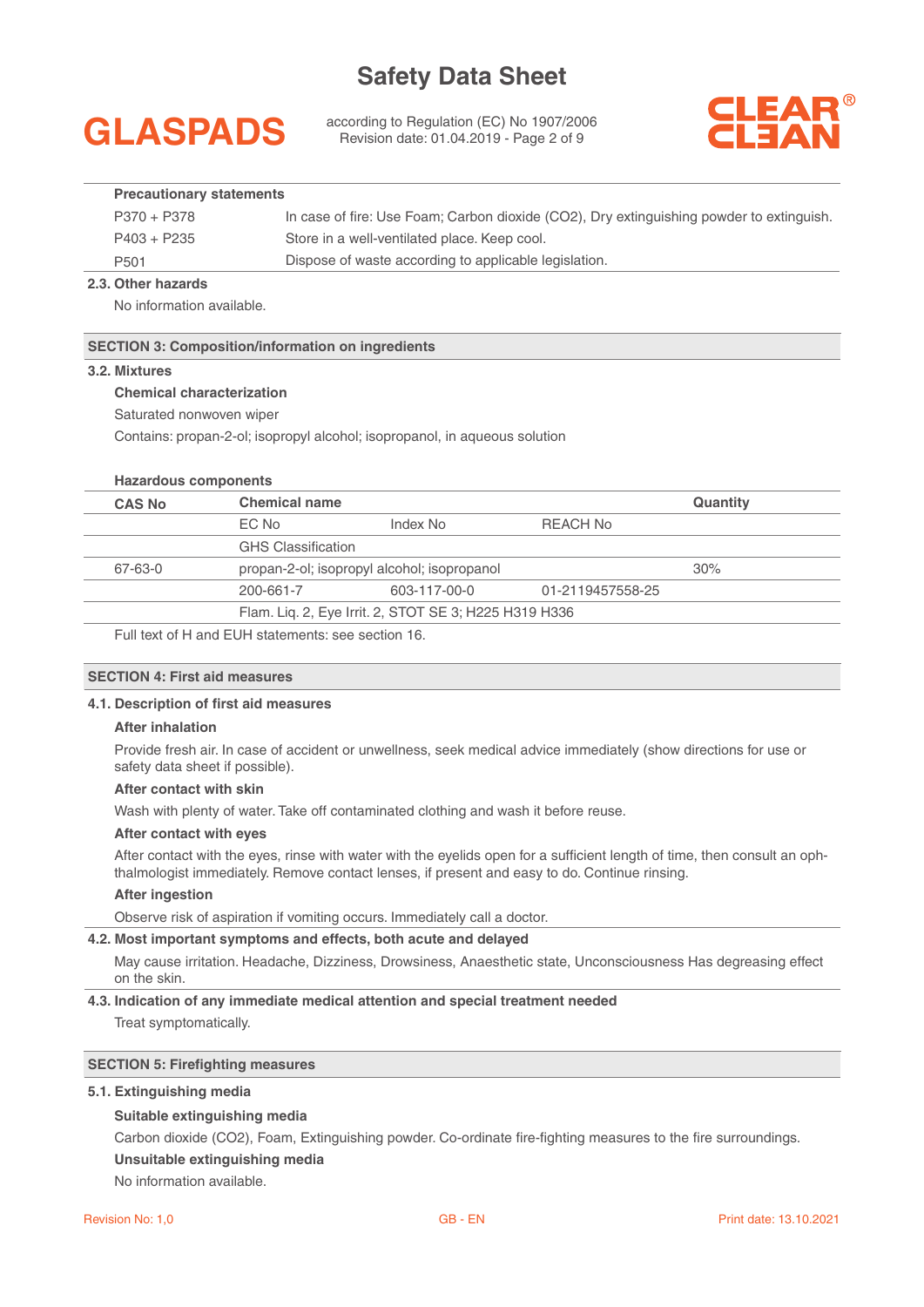**Precautionary statements**

| | |
|---|---|
| P370 + P378 | In case of fire: Use Foam; Carbon dioxide ($CO_2$), Dry extinguishing powder to extinguish. |
| P403 + P235 | Store in a well-ventilated place. Keep cool. |
| P501 | Dispose of waste according to applicable legislation. |

### 2.3. Other hazards

No information available.

## SECTION 3: Composition/information on ingredients

### 3.2. Mixtures

**Chemical characterization**

Saturated nonwoven wiper

Contains: propan-2-ol; isopropyl alcohol; isopropanol, in aqueous solution

**Hazardous components**

| CAS No | Chemical name | | | Quantity |
|---|---|---|---|---|
| | EC No | Index No | REACH No | |
| | GHS Classification | | | |
| 67-63-0 | propan-2-ol; isopropyl alcohol; isopropanol | | | 30% |
| | 200-661-7 | 603-117-00-0 | 01-2119457558-25 | |
| | Flam. Liq. 2, Eye Irrit. 2, STOT SE 3; H225 H319 H336 | | | |

Full text of H and EUH statements: see section 16.

## SECTION 4: First aid measures

### 4.1. Description of first aid measures

**After inhalation**

Provide fresh air. In case of accident or unwellness, seek medical advice immediately (show directions for use or safety data sheet if possible).

**After contact with skin**

Wash with plenty of water. Take off contaminated clothing and wash it before reuse.

**After contact with eyes**

After contact with the eyes, rinse with water with the eyelids open for a sufficient length of time, then consult an ophthalmologist immediately. Remove contact lenses, if present and easy to do. Continue rinsing.

**After ingestion**

Observe risk of aspiration if vomiting occurs. Immediately call a doctor.

### 4.2. Most important symptoms and effects, both acute and delayed

May cause irritation. Headache, Dizziness, Drowsiness, Anaesthetic state, Unconsciousness Has degreasing effect on the skin.

### 4.3. Indication of any immediate medical attention and special treatment needed

Treat symptomatically.

## SECTION 5: Firefighting measures

### 5.1. Extinguishing media

**Suitable extinguishing media**

Carbon dioxide ($CO_2$), Foam, Extinguishing powder. Co-ordinate fire-fighting measures to the fire surroundings.

**Unsuitable extinguishing media**

No information available.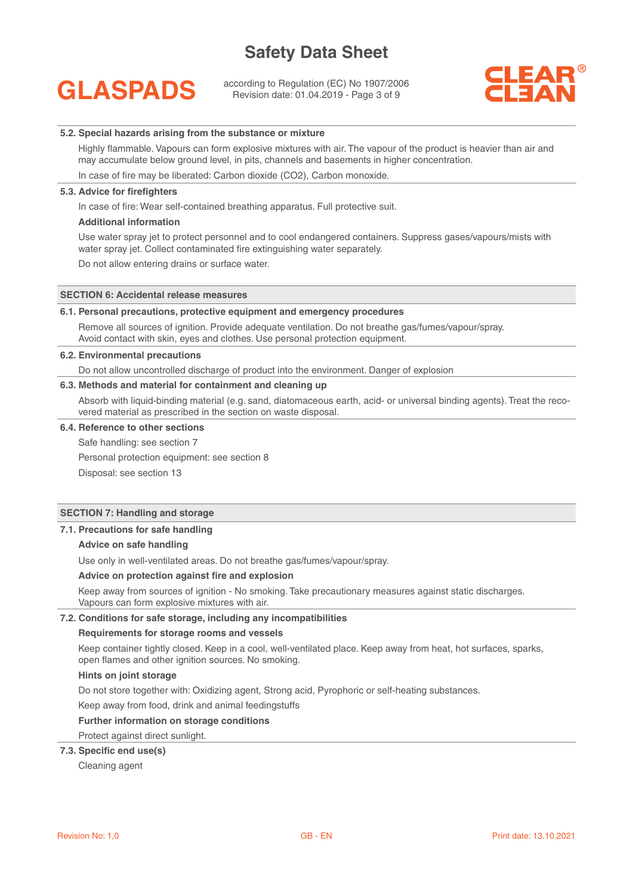### 5.2. Special hazards arising from the substance or mixture

Highly flammable. Vapours can form explosive mixtures with air. The vapour of the product is heavier than air and may accumulate below ground level, in pits, channels and basements in higher concentration.

In case of fire may be liberated: Carbon dioxide ($CO_2$), Carbon monoxide.

### 5.3. Advice for firefighters

In case of fire: Wear self-contained breathing apparatus. Full protective suit.

**Additional information**

Use water spray jet to protect personnel and to cool endangered containers. Suppress gases/vapours/mists with water spray jet. Collect contaminated fire extinguishing water separately.

Do not allow entering drains or surface water.

## SECTION 6: Accidental release measures

### 6.1. Personal precautions, protective equipment and emergency procedures

Remove all sources of ignition. Provide adequate ventilation. Do not breathe gas/fumes/vapour/spray.
Avoid contact with skin, eyes and clothes. Use personal protection equipment.

### 6.2. Environmental precautions

Do not allow uncontrolled discharge of product into the environment. Danger of explosion

### 6.3. Methods and material for containment and cleaning up

Absorb with liquid-binding material (e.g. sand, diatomaceous earth, acid- or universal binding agents). Treat the recovered material as prescribed in the section on waste disposal.

### 6.4. Reference to other sections

Safe handling: see section 7

Personal protection equipment: see section 8

Disposal: see section 13

## SECTION 7: Handling and storage

### 7.1. Precautions for safe handling

**Advice on safe handling**

Use only in well-ventilated areas. Do not breathe gas/fumes/vapour/spray.

**Advice on protection against fire and explosion**

Keep away from sources of ignition - No smoking. Take precautionary measures against static discharges.
Vapours can form explosive mixtures with air.

### 7.2. Conditions for safe storage, including any incompatibilities

**Requirements for storage rooms and vessels**

Keep container tightly closed. Keep in a cool, well-ventilated place. Keep away from heat, hot surfaces, sparks, open flames and other ignition sources. No smoking.

**Hints on joint storage**

Do not store together with: Oxidizing agent, Strong acid, Pyrophoric or self-heating substances.

Keep away from food, drink and animal feedingstuffs

**Further information on storage conditions**

Protect against direct sunlight.

### 7.3. Specific end use(s)

Cleaning agent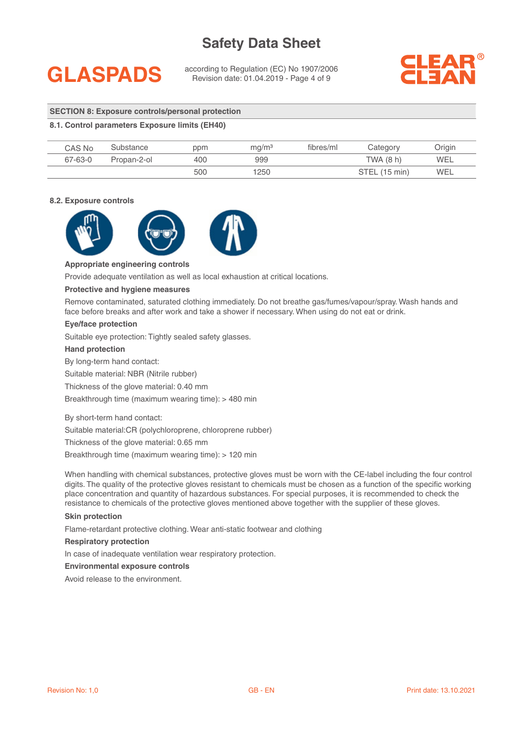## SECTION 8: Exposure controls/personal protection

### 8.1. Control parameters Exposure limits (EH40)

| CAS No | Substance | ppm | mg/m³ | fibres/ml | Category | Origin |
|---|---|---|---|---|---|---|
| 67-63-0 | Propan-2-ol | 400 | 999 | | TWA (8 h) | WEL |
| | | 500 | 1250 | | STEL (15 min) | WEL |

### 8.2. Exposure controls

**Appropriate engineering controls**

Provide adequate ventilation as well as local exhaustion at critical locations.

**Protective and hygiene measures**

Remove contaminated, saturated clothing immediately. Do not breathe gas/fumes/vapour/spray. Wash hands and face before breaks and after work and take a shower if necessary. When using do not eat or drink.

**Eye/face protection**

Suitable eye protection: Tightly sealed safety glasses.

**Hand protection**

By long-term hand contact:

Suitable material: NBR (Nitrile rubber)

Thickness of the glove material: 0.40 mm

Breakthrough time (maximum wearing time): > 480 min

By short-term hand contact:

Suitable material:CR (polychloroprene, chloroprene rubber)

Thickness of the glove material: 0.65 mm

Breakthrough time (maximum wearing time): > 120 min

When handling with chemical substances, protective gloves must be worn with the CE-label including the four control digits. The quality of the protective gloves resistant to chemicals must be chosen as a function of the specific working place concentration and quantity of hazardous substances. For special purposes, it is recommended to check the resistance to chemicals of the protective gloves mentioned above together with the supplier of these gloves.

**Skin protection**

Flame-retardant protective clothing. Wear anti-static footwear and clothing

**Respiratory protection**

In case of inadequate ventilation wear respiratory protection.

**Environmental exposure controls**

Avoid release to the environment.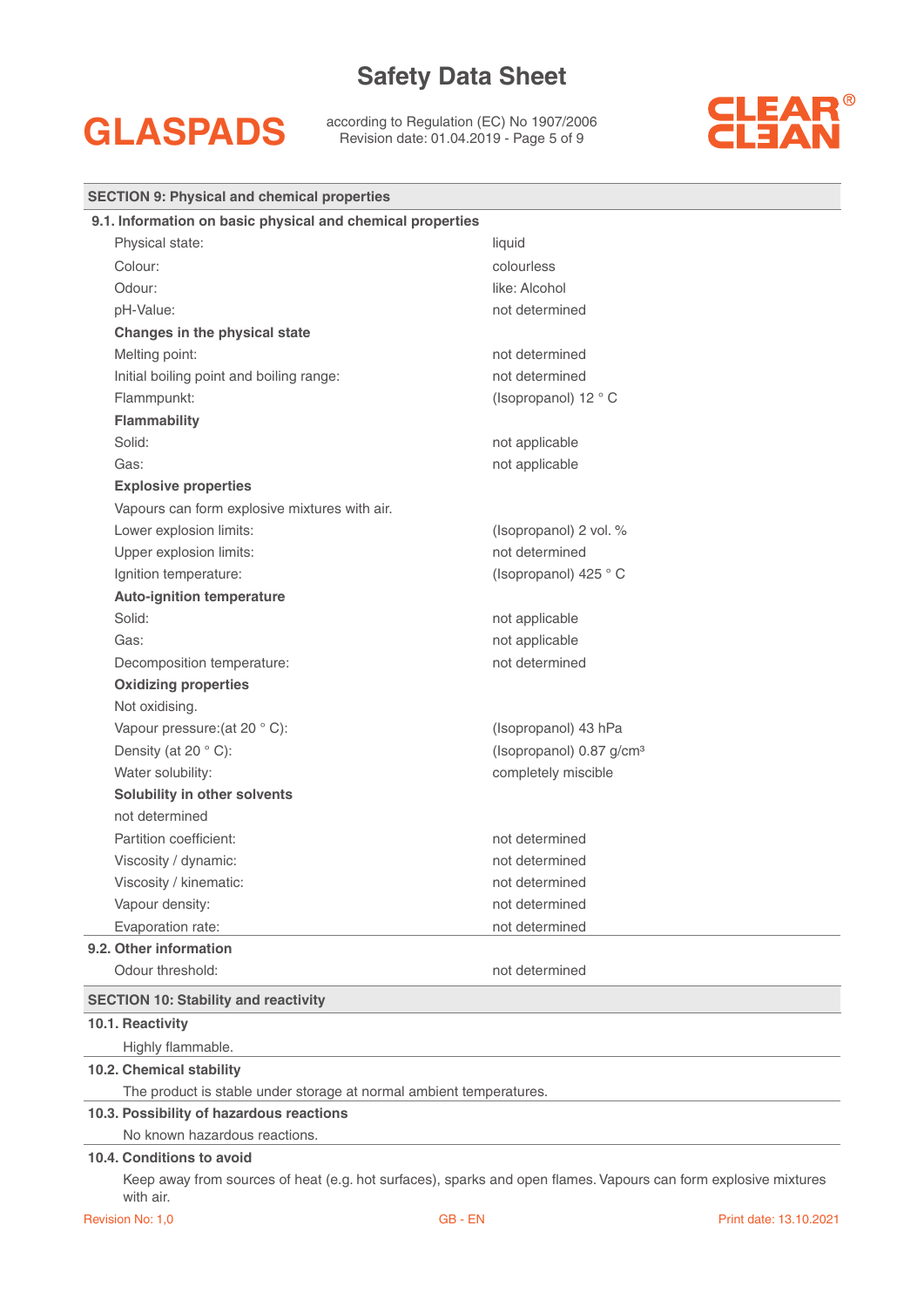## SECTION 9: Physical and chemical properties

### 9.1. Information on basic physical and chemical properties

| | |
|---|---|
| Physical state: | liquid |
| Colour: | colourless |
| Odour: | like: Alcohol |
| pH-Value: | not determined |
| **Changes in the physical state** | |
| Melting point: | not determined |
| Initial boiling point and boiling range: | not determined |
| Flammpunkt: | (Isopropanol) 12 ° C |
| **Flammability** | |
| Solid: | not applicable |
| Gas: | not applicable |
| **Explosive properties** | |
| Vapours can form explosive mixtures with air. | |
| Lower explosion limits: | (Isopropanol) 2 vol. % |
| Upper explosion limits: | not determined |
| Ignition temperature: | (Isopropanol) 425 ° C |
| **Auto-ignition temperature** | |
| Solid: | not applicable |
| Gas: | not applicable |
| Decomposition temperature: | not determined |
| **Oxidizing properties** | |
| Not oxidising. | |
| Vapour pressure:(at 20 ° C): | (Isopropanol) 43 hPa |
| Density (at 20 ° C): | (Isopropanol) 0.87 g/cm³ |
| Water solubility: | completely miscible |
| **Solubility in other solvents** | |
| not determined | |
| Partition coefficient: | not determined |
| Viscosity / dynamic: | not determined |
| Viscosity / kinematic: | not determined |
| Vapour density: | not determined |
| Evaporation rate: | not determined |

### 9.2. Other information

| | |
|---|---|
| Odour threshold: | not determined |

## SECTION 10: Stability and reactivity

### 10.1. Reactivity

Highly flammable.

### 10.2. Chemical stability

The product is stable under storage at normal ambient temperatures.

### 10.3. Possibility of hazardous reactions

No known hazardous reactions.

### 10.4. Conditions to avoid

Keep away from sources of heat (e.g. hot surfaces), sparks and open flames. Vapours can form explosive mixtures with air.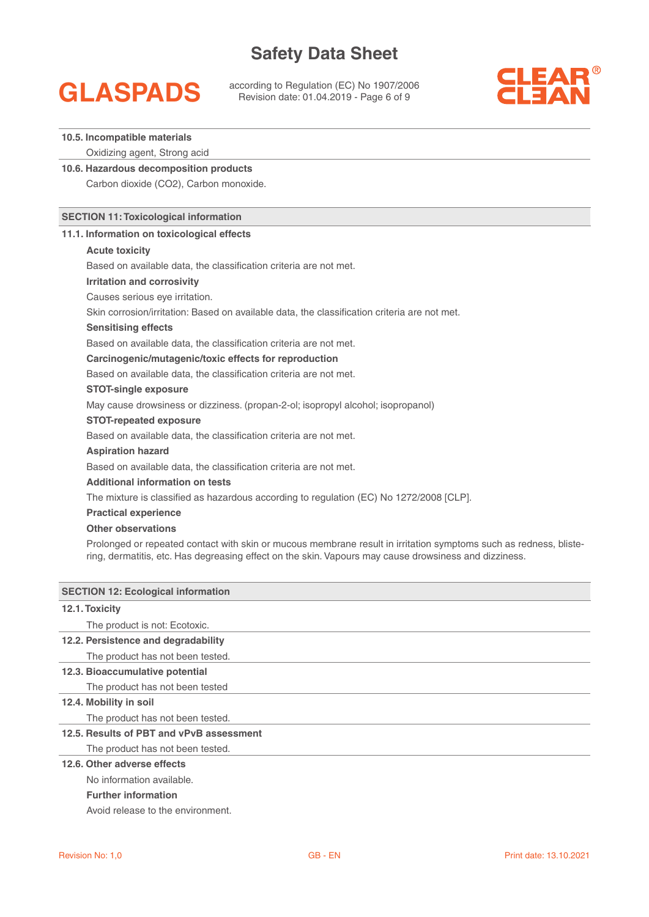### 10.5. Incompatible materials

Oxidizing agent, Strong acid

### 10.6. Hazardous decomposition products

Carbon dioxide ($CO_2$), Carbon monoxide.

## SECTION 11: Toxicological information

### 11.1. Information on toxicological effects

**Acute toxicity**

Based on available data, the classification criteria are not met.

**Irritation and corrosivity**

Causes serious eye irritation.

Skin corrosion/irritation: Based on available data, the classification criteria are not met.

**Sensitising effects**

Based on available data, the classification criteria are not met.

**Carcinogenic/mutagenic/toxic effects for reproduction**

Based on available data, the classification criteria are not met.

**STOT-single exposure**

May cause drowsiness or dizziness. (propan-2-ol; isopropyl alcohol; isopropanol)

**STOT-repeated exposure**

Based on available data, the classification criteria are not met.

**Aspiration hazard**

Based on available data, the classification criteria are not met.

**Additional information on tests**

The mixture is classified as hazardous according to regulation (EC) No 1272/2008 [CLP].

**Practical experience**

**Other observations**

Prolonged or repeated contact with skin or mucous membrane result in irritation symptoms such as redness, blistering, dermatitis, etc. Has degreasing effect on the skin. Vapours may cause drowsiness and dizziness.

## SECTION 12: Ecological information

### 12.1. Toxicity

The product is not: Ecotoxic.

### 12.2. Persistence and degradability

The product has not been tested.

### 12.3. Bioaccumulative potential

The product has not been tested

### 12.4. Mobility in soil

The product has not been tested.

### 12.5. Results of PBT and vPvB assessment

The product has not been tested.

### 12.6. Other adverse effects

No information available.

**Further information**

Avoid release to the environment.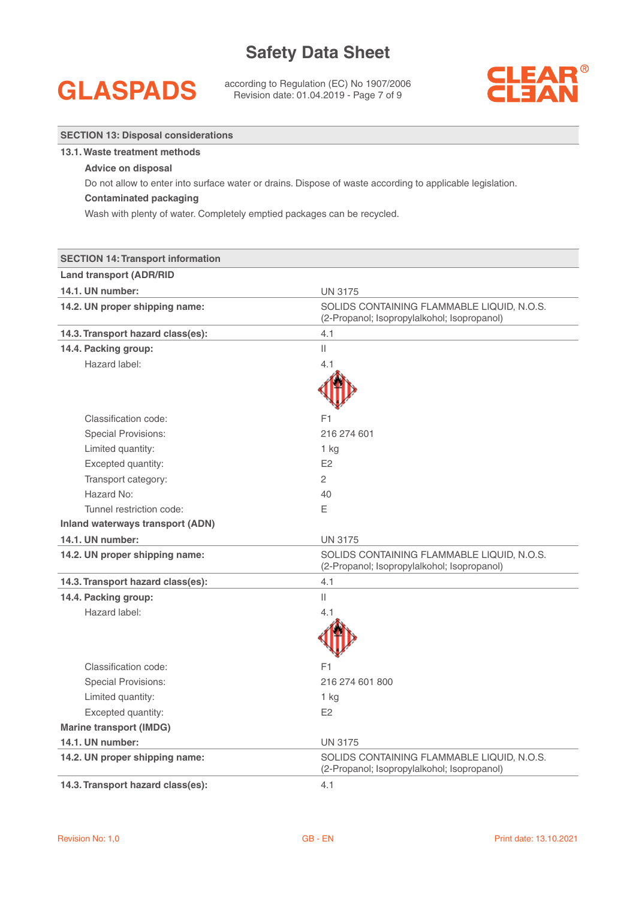## SECTION 13: Disposal considerations

### 13.1. Waste treatment methods

**Advice on disposal**

Do not allow to enter into surface water or drains. Dispose of waste according to applicable legislation.

**Contaminated packaging**

Wash with plenty of water. Completely emptied packages can be recycled.

## SECTION 14: Transport information

**Land transport (ADR/RID**

| | |
|---|---|
| **14.1. UN number:** | UN 3175 |
| **14.2. UN proper shipping name:** | SOLIDS CONTAINING FLAMMABLE LIQUID, N.O.S. (2-Propanol; Isopropylalkohol; Isopropanol) |
| **14.3. Transport hazard class(es):** | 4.1 |
| **14.4. Packing group:** | II |
| Hazard label: | 4.1 |
| Classification code: | F1 |
| Special Provisions: | 216 274 601 |
| Limited quantity: | 1 kg |
| Excepted quantity: | E2 |
| Transport category: | 2 |
| Hazard No: | 40 |
| Tunnel restriction code: | E |

**Inland waterways transport (ADN)**

| | |
|---|---|
| **14.1. UN number:** | UN 3175 |
| **14.2. UN proper shipping name:** | SOLIDS CONTAINING FLAMMABLE LIQUID, N.O.S. (2-Propanol; Isopropylalkohol; Isopropanol) |
| **14.3. Transport hazard class(es):** | 4.1 |
| **14.4. Packing group:** | II |
| Hazard label: | 4.1 |
| Classification code: | F1 |
| Special Provisions: | 216 274 601 800 |
| Limited quantity: | 1 kg |
| Excepted quantity: | E2 |

**Marine transport (IMDG)**

| | |
|---|---|
| **14.1. UN number:** | UN 3175 |
| **14.2. UN proper shipping name:** | SOLIDS CONTAINING FLAMMABLE LIQUID, N.O.S. (2-Propanol; Isopropylalkohol; Isopropanol) |
| **14.3. Transport hazard class(es):** | 4.1 |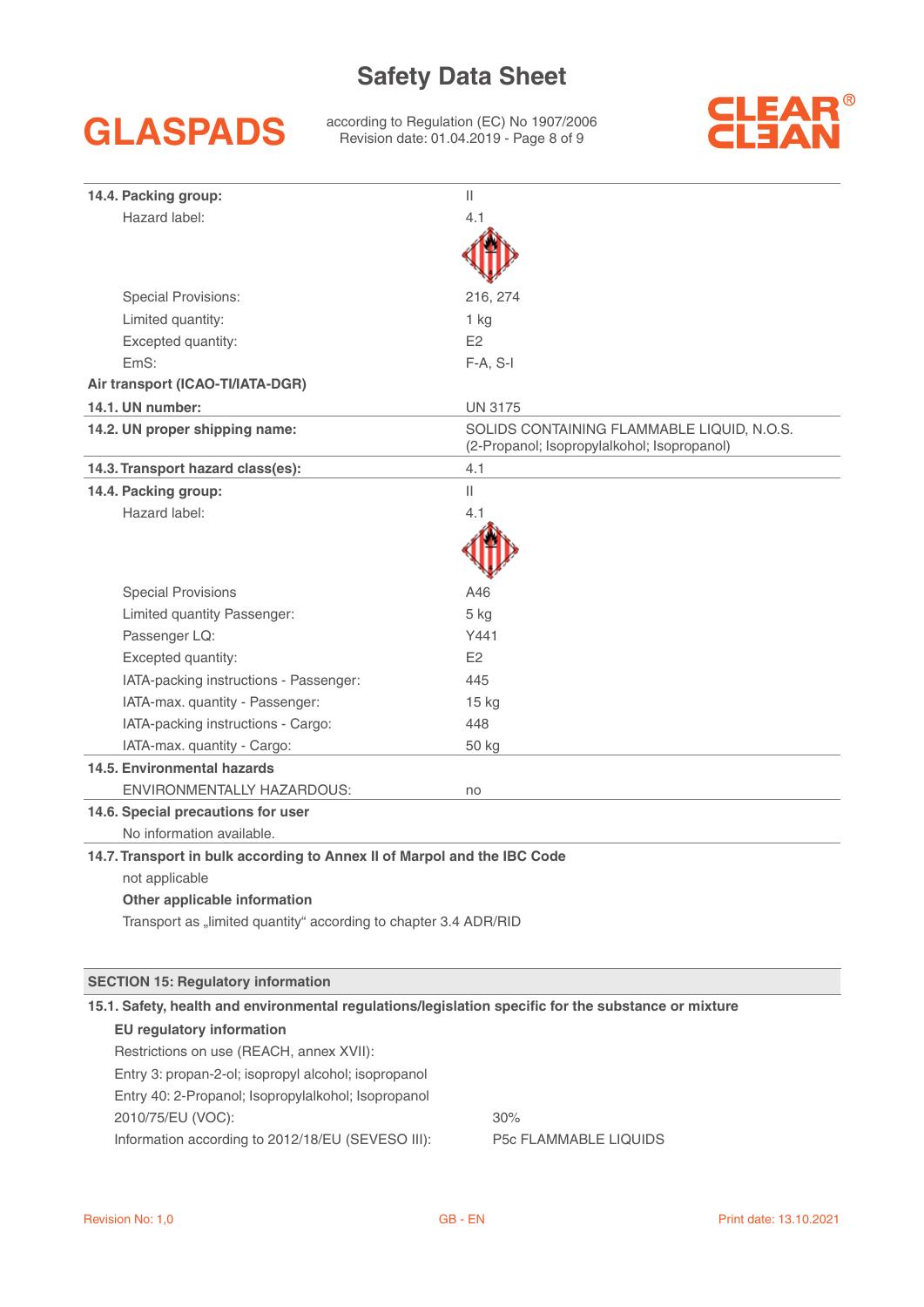| | |
|---|---|
| **14.4. Packing group:** | II |
| Hazard label: | 4.1 |
| Special Provisions: | 216, 274 |
| Limited quantity: | 1 kg |
| Excepted quantity: | E2 |
| EmS: | F-A, S-I |

**Air transport (ICAO-TI/IATA-DGR)**

| | |
|---|---|
| **14.1. UN number:** | UN 3175 |
| **14.2. UN proper shipping name:** | SOLIDS CONTAINING FLAMMABLE LIQUID, N.O.S. (2-Propanol; Isopropylalkohol; Isopropanol) |
| **14.3. Transport hazard class(es):** | 4.1 |
| **14.4. Packing group:** | II |
| Hazard label: | 4.1 |
| Special Provisions | A46 |
| Limited quantity Passenger: | 5 kg |
| Passenger LQ: | Y441 |
| Excepted quantity: | E2 |
| IATA-packing instructions - Passenger: | 445 |
| IATA-max. quantity - Passenger: | 15 kg |
| IATA-packing instructions - Cargo: | 448 |
| IATA-max. quantity - Cargo: | 50 kg |

**14.5. Environmental hazards**

ENVIRONMENTALLY HAZARDOUS: no

**14.6. Special precautions for user**

No information available.

**14.7. Transport in bulk according to Annex II of Marpol and the IBC Code**

not applicable

**Other applicable information**

Transport as „limited quantity" according to chapter 3.4 ADR/RID

## SECTION 15: Regulatory information

**15.1. Safety, health and environmental regulations/legislation specific for the substance or mixture**

**EU regulatory information**

Restrictions on use (REACH, annex XVII):

Entry 3: propan-2-ol; isopropyl alcohol; isopropanol

Entry 40: 2-Propanol; Isopropylalkohol; Isopropanol

| | |
|---|---|
| 2010/75/EU (VOC): | 30% |
| Information according to 2012/18/EU (SEVESO III): | P5c FLAMMABLE LIQUIDS |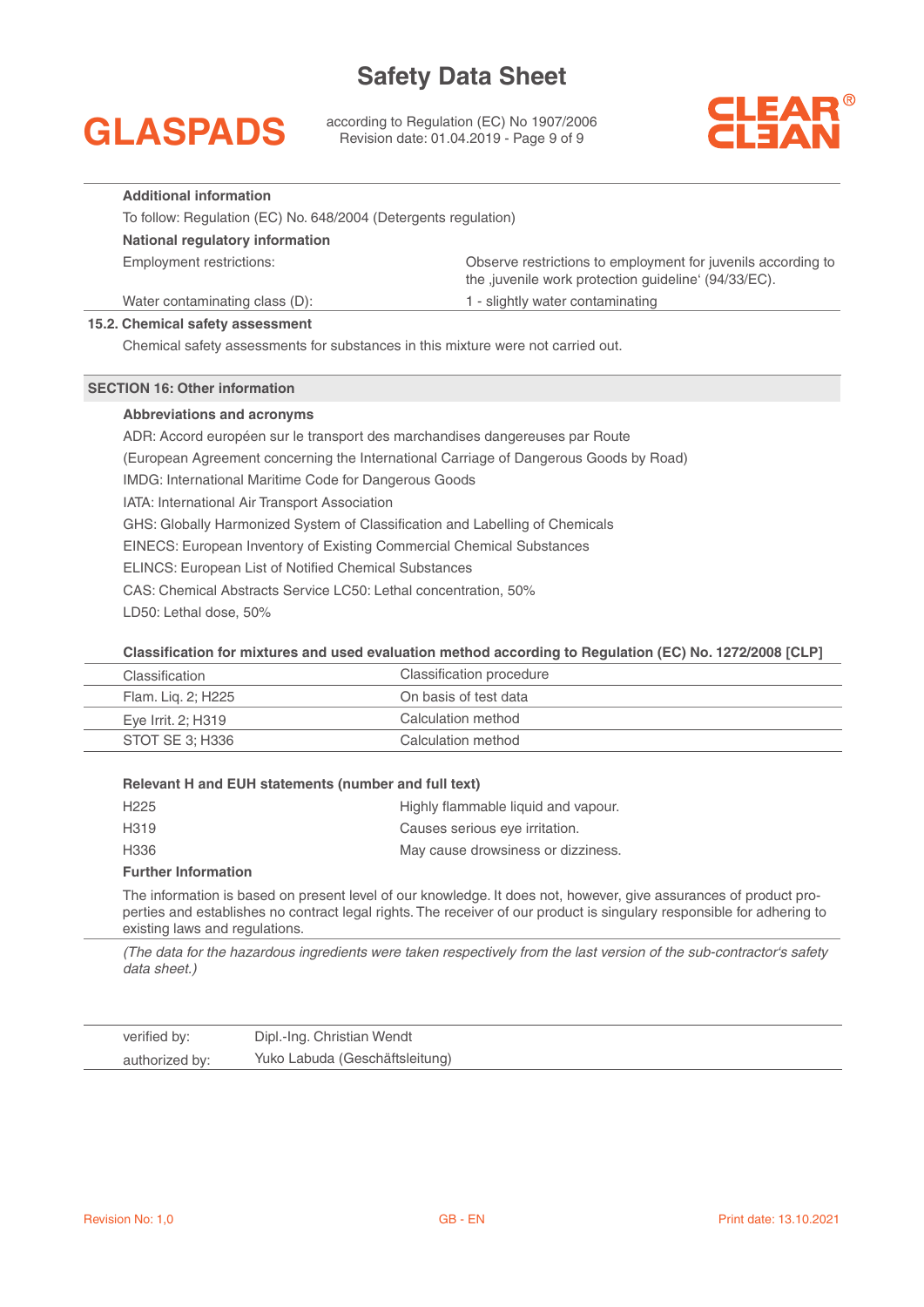**Additional information**

To follow: Regulation (EC) No. 648/2004 (Detergents regulation)

**National regulatory information**

| | |
|---|---|
| Employment restrictions: | Observe restrictions to employment for juvenils according to the ‚juvenile work protection guideline' (94/33/EC). |
| Water contaminating class (D): | 1 - slightly water contaminating |

**15.2. Chemical safety assessment**

Chemical safety assessments for substances in this mixture were not carried out.

## SECTION 16: Other information

**Abbreviations and acronyms**

ADR: Accord européen sur le transport des marchandises dangereuses par Route
(European Agreement concerning the International Carriage of Dangerous Goods by Road)
IMDG: International Maritime Code for Dangerous Goods
IATA: International Air Transport Association
GHS: Globally Harmonized System of Classification and Labelling of Chemicals
EINECS: European Inventory of Existing Commercial Chemical Substances
ELINCS: European List of Notified Chemical Substances
CAS: Chemical Abstracts Service LC50: Lethal concentration, 50%
LD50: Lethal dose, 50%

**Classification for mixtures and used evaluation method according to Regulation (EC) No. 1272/2008 [CLP]**

| Classification | Classification procedure |
|---|---|
| Flam. Liq. 2; H225 | On basis of test data |
| Eye Irrit. 2; H319 | Calculation method |
| STOT SE 3; H336 | Calculation method |

**Relevant H and EUH statements (number and full text)**

| | |
|---|---|
| H225 | Highly flammable liquid and vapour. |
| H319 | Causes serious eye irritation. |
| H336 | May cause drowsiness or dizziness. |

**Further Information**

The information is based on present level of our knowledge. It does not, however, give assurances of product properties and establishes no contract legal rights. The receiver of our product is singulary responsible for adhering to existing laws and regulations.

*(The data for the hazardous ingredients were taken respectively from the last version of the sub-contractor's safety data sheet.)*

| | |
|---|---|
| verified by: | Dipl.-Ing. Christian Wendt |
| authorized by: | Yuko Labuda (Geschäftsleitung) |